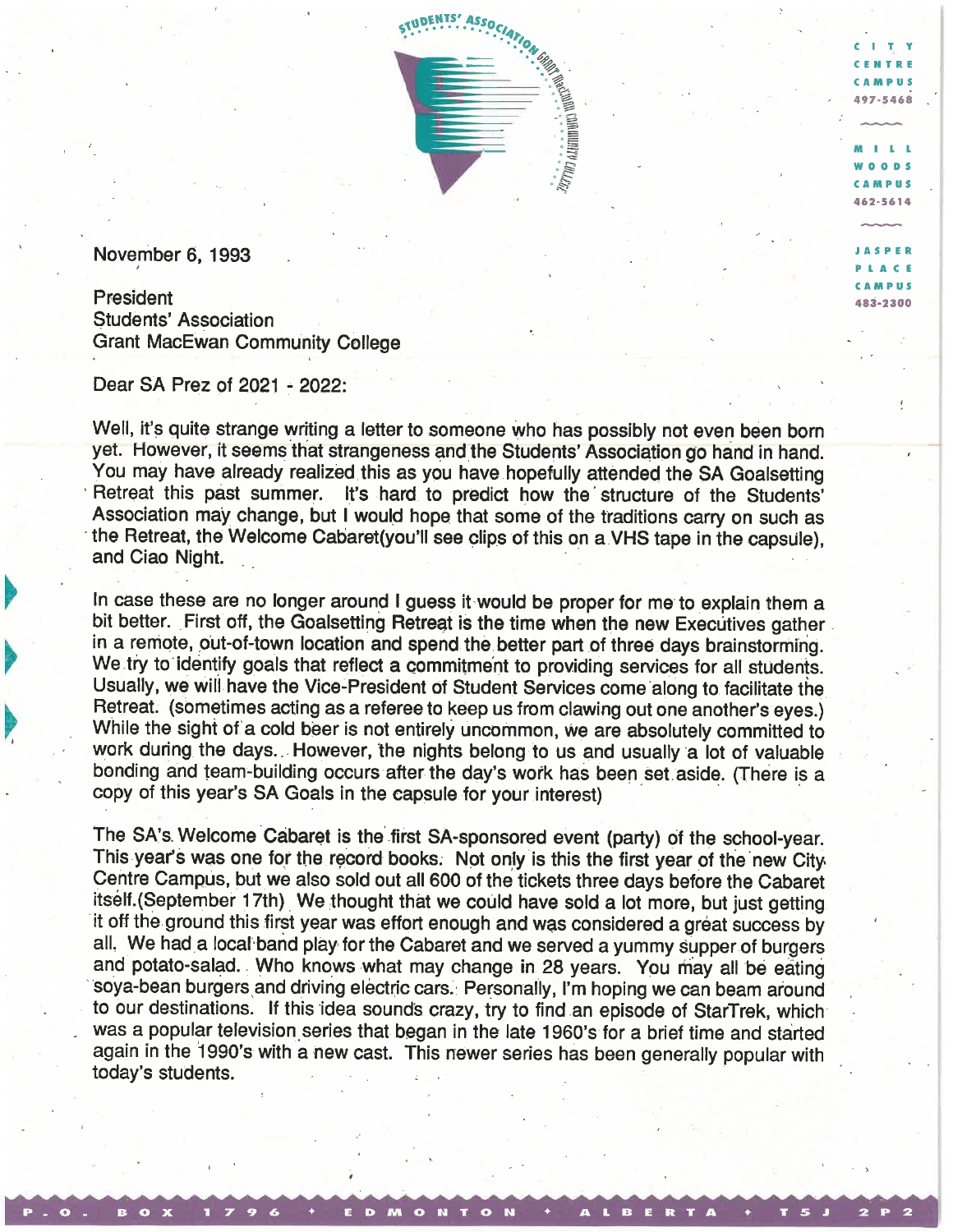STUDENTS' ASSOCIATION GRANT MacEWAN COMMUNITY COLLEGE

CITY CENTRE CAMPUS 497-5468

MILL WOODS CAMPUS 462-5614

JASPER PLACE CAMPUS 483-2300

November 6, 1993

President
Students' Association
Grant MacEwan Community College

Dear SA Prez of 2021 - 2022:

Well, it's quite strange writing a letter to someone who has possibly not even been born yet. However, it seems that strangeness and the Students' Association go hand in hand. You may have already realized this as you have hopefully attended the SA Goalsetting Retreat this past summer. It's hard to predict how the structure of the Students' Association may change, but I would hope that some of the traditions carry on such as the Retreat, the Welcome Cabaret(you'll see clips of this on a VHS tape in the capsule), and Ciao Night.

In case these are no longer around I guess it would be proper for me to explain them a bit better. First off, the Goalsetting Retreat is the time when the new Executives gather in a remote, out-of-town location and spend the better part of three days brainstorming. We try to identify goals that reflect a commitment to providing services for all students. Usually, we will have the Vice-President of Student Services come along to facilitate the Retreat. (sometimes acting as a referee to keep us from clawing out one another's eyes.) While the sight of a cold beer is not entirely uncommon, we are absolutely committed to work during the days. However, the nights belong to us and usually a lot of valuable bonding and team-building occurs after the day's work has been set aside. (There is a copy of this year's SA Goals in the capsule for your interest)

The SA's Welcome Cabaret is the first SA-sponsored event (party) of the school-year. This year's was one for the record books. Not only is this the first year of the new City Centre Campus, but we also sold out all 600 of the tickets three days before the Cabaret itself.(September 17th) We thought that we could have sold a lot more, but just getting it off the ground this first year was effort enough and was considered a great success by all. We had a local band play for the Cabaret and we served a yummy supper of burgers and potato-salad. Who knows what may change in 28 years. You may all be eating soya-bean burgers and driving electric cars. Personally, I'm hoping we can beam around to our destinations. If this idea sounds crazy, try to find an episode of StarTrek, which was a popular television series that began in the late 1960's for a brief time and started again in the 1990's with a new cast. This newer series has been generally popular with today's students.

P.O. BOX 1796 ✦ EDMONTON ✦ ALBERTA ✦ T5J 2P2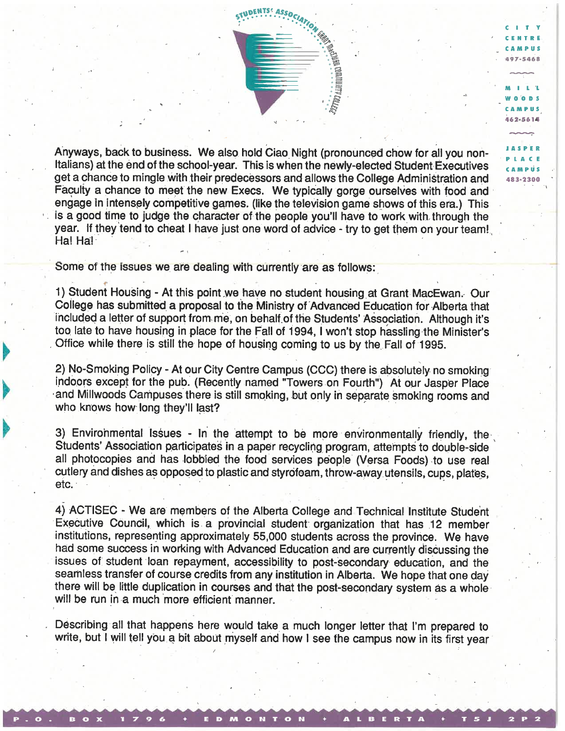Anyways, back to business. We also hold Ciao Night (pronounced chow for all you non-Italians) at the end of the school-year. This is when the newly-elected Student Executives get a chance to mingle with their predecessors and allows the College Administration and Faculty a chance to meet the new Execs. We typically gorge ourselves with food and engage in intensely competitive games. (like the television game shows of this era.) This is a good time to judge the character of the people you'll have to work with through the year. If they tend to cheat I have just one word of advice - try to get them on your team! Ha! Ha!

Some of the issues we are dealing with currently are as follows:

1) Student Housing - At this point we have no student housing at Grant MacEwan. Our College has submitted a proposal to the Ministry of Advanced Education for Alberta that included a letter of support from me, on behalf of the Students' Association. Although it's too late to have housing in place for the Fall of 1994, I won't stop hassling the Minister's Office while there is still the hope of housing coming to us by the Fall of 1995.

2) No-Smoking Policy - At our City Centre Campus (CCC) there is absolutely no smoking indoors except for the pub. (Recently named "Towers on Fourth") At our Jasper Place and Millwoods Campuses there is still smoking, but only in separate smoking rooms and who knows how long they'll last?

3) Environmental Issues - In the attempt to be more environmentally friendly, the Students' Association participates in a paper recycling program, attempts to double-side all photocopies and has lobbied the food services people (Versa Foods) to use real cutlery and dishes as opposed to plastic and styrofoam, throw-away utensils, cups, plates, etc.

4) ACTISEC - We are members of the Alberta College and Technical Institute Student Executive Council, which is a provincial student organization that has 12 member institutions, representing approximately 55,000 students across the province. We have had some success in working with Advanced Education and are currently discussing the issues of student loan repayment, accessibility to post-secondary education, and the seamless transfer of course credits from any institution in Alberta. We hope that one day there will be little duplication in courses and that the post-secondary system as a whole will be run in a much more efficient manner.

Describing all that happens here would take a much longer letter that I'm prepared to write, but I will tell you a bit about myself and how I see the campus now in its first year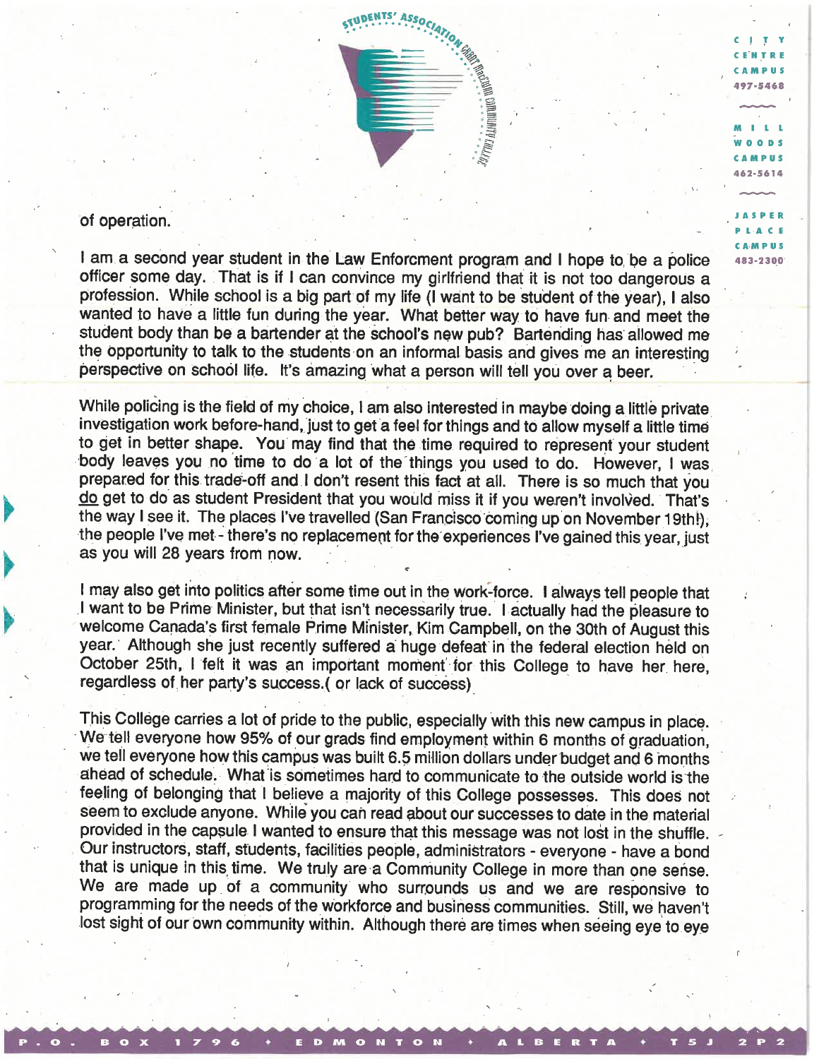of operation.

I am a second year student in the Law Enforcment program and I hope to be a police officer some day. That is if I can convince my girlfriend that it is not too dangerous a profession. While school is a big part of my life (I want to be student of the year), I also wanted to have a little fun during the year. What better way to have fun and meet the student body than be a bartender at the school's new pub? Bartending has allowed me the opportunity to talk to the students on an informal basis and gives me an interesting perspective on school life. It's amazing what a person will tell you over a beer.

While policing is the field of my choice, I am also interested in maybe doing a little private investigation work before-hand, just to get a feel for things and to allow myself a little time to get in better shape. You may find that the time required to represent your student body leaves you no time to do a lot of the things you used to do. However, I was prepared for this trade-off and I don't resent this fact at all. There is so much that you do get to do as student President that you would miss it if you weren't involved. That's the way I see it. The places I've travelled (San Francisco coming up on November 19th!), the people I've met - there's no replacement for the experiences I've gained this year, just as you will 28 years from now.

I may also get into politics after some time out in the work-force. I always tell people that I want to be Prime Minister, but that isn't necessarily true. I actually had the pleasure to welcome Canada's first female Prime Minister, Kim Campbell, on the 30th of August this year. Although she just recently suffered a huge defeat in the federal election held on October 25th, I felt it was an important moment for this College to have her here, regardless of her party's success.( or lack of success)

This College carries a lot of pride to the public, especially with this new campus in place. We tell everyone how 95% of our grads find employment within 6 months of graduation, we tell everyone how this campus was built 6.5 million dollars under budget and 6 months ahead of schedule. What is sometimes hard to communicate to the outside world is the feeling of belonging that I believe a majority of this College possesses. This does not seem to exclude anyone. While you can read about our successes to date in the material provided in the capsule I wanted to ensure that this message was not lost in the shuffle. Our instructors, staff, students, facilities people, administrators - everyone - have a bond that is unique in this time. We truly are a Community College in more than one sense. We are made up of a community who surrounds us and we are responsive to programming for the needs of the workforce and business communities. Still, we haven't lost sight of our own community within. Although there are times when seeing eye to eye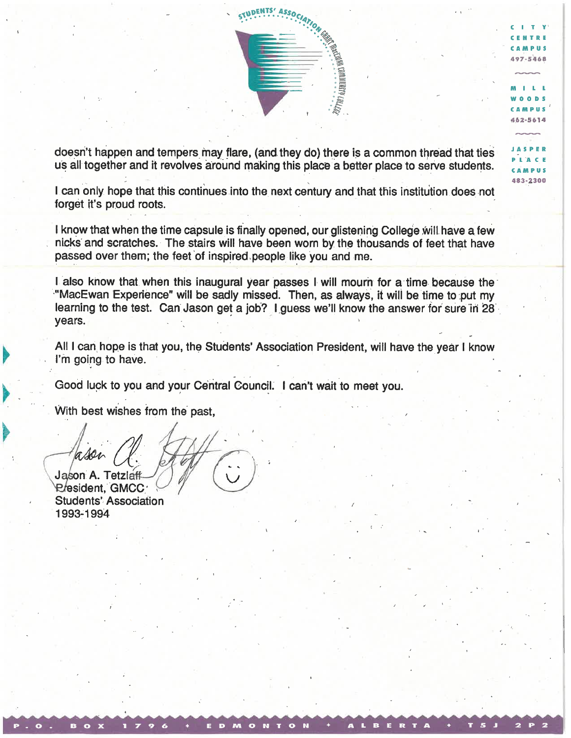doesn't happen and tempers may flare, (and they do) there is a common thread that ties us all together and it revolves around making this place a better place to serve students.

I can only hope that this continues into the next century and that this institution does not forget it's proud roots.

I know that when the time capsule is finally opened, our glistening College will have a few nicks and scratches. The stairs will have been worn by the thousands of feet that have passed over them; the feet of inspired people like you and me.

I also know that when this inaugural year passes I will mourn for a time because the "MacEwan Experience" will be sadly missed. Then, as always, it will be time to put my learning to the test. Can Jason get a job? I guess we'll know the answer for sure in 28 years.

All I can hope is that you, the Students' Association President, will have the year I know I'm going to have.

Good luck to you and your Central Council. I can't wait to meet you.

With best wishes from the past,

Jason A. Tetzlaff
President, GMCC
Students' Association
1993-1994